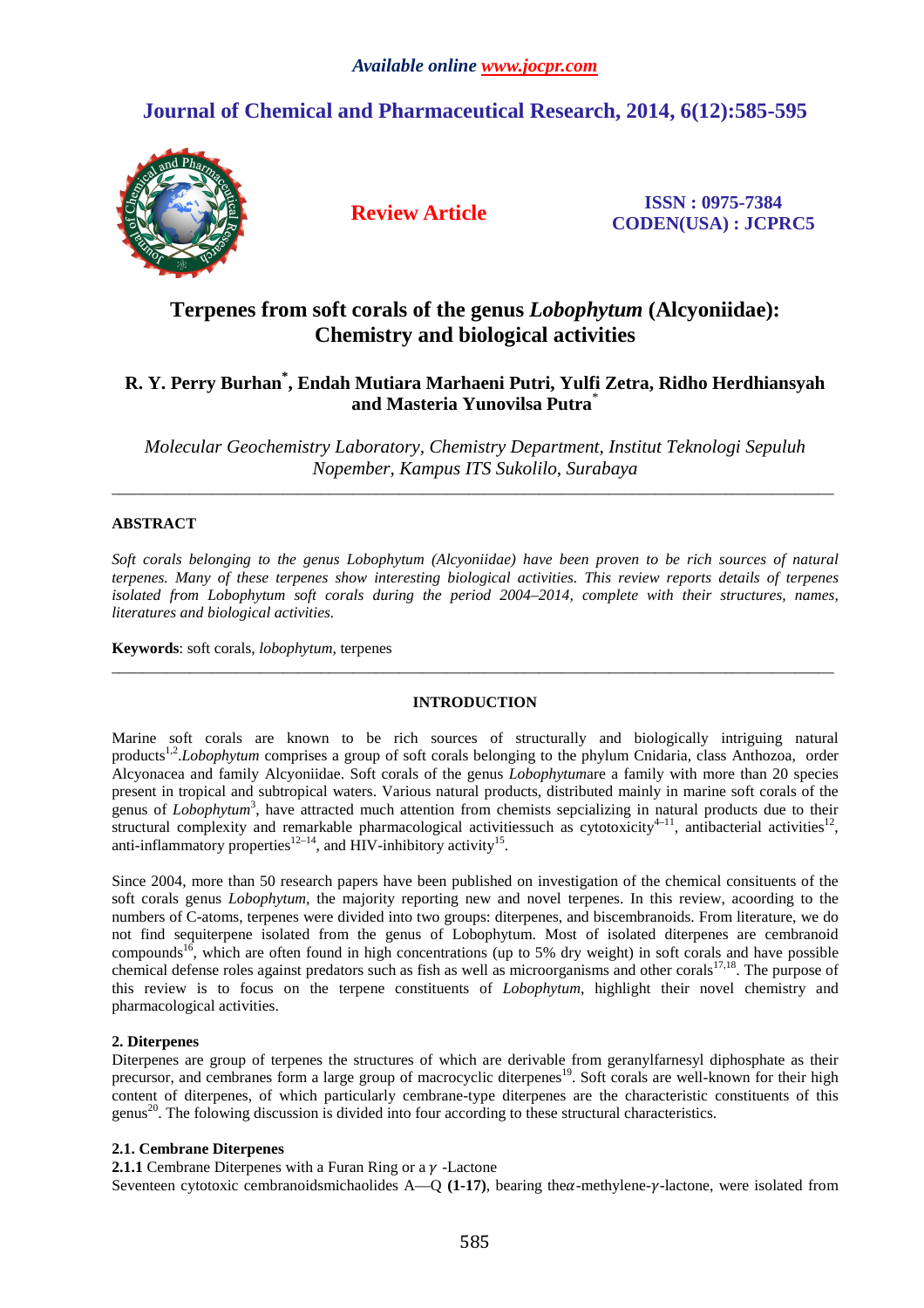*Available online www.jocpr.com*

## Journal of Chemical and Pharmaceutical Research, 2014, 6(12):585-595

**Review Article**

**ISSN : 0975-7384**
**CODEN(USA) : JCPRC5**

# Terpenes from soft corals of the genus *Lobophytum* (Alcyoniidae): Chemistry and biological activities

**R. Y. Perry Burhan*, Endah Mutiara Marhaeni Putri, Yulfi Zetra, Ridho Herdhiansyah and Masteria Yunovilsa Putra***

*Molecular Geochemistry Laboratory, Chemistry Department, Institut Teknologi Sepuluh Nopember, Kampus ITS Sukolilo, Surabaya*

---

**ABSTRACT**

*Soft corals belonging to the genus Lobophytum (Alcyoniidae) have been proven to be rich sources of natural terpenes. Many of these terpenes show interesting biological activities. This review reports details of terpenes isolated from Lobophytum soft corals during the period 2004–2014, complete with their structures, names, literatures and biological activities.*

**Keywords**: soft corals, *lobophytum*, terpenes

---

**INTRODUCTION**

Marine soft corals are known to be rich sources of structurally and biologically intriguing natural products[1,2].*Lobophytum* comprises a group of soft corals belonging to the phylum Cnidaria, class Anthozoa, order Alcyonacea and family Alcyoniidae. Soft corals of the genus *Lobophytum*are a family with more than 20 species present in tropical and subtropical waters. Various natural products, distributed mainly in marine soft corals of the genus of *Lobophytum*[3], have attracted much attention from chemists sepcializing in natural products due to their structural complexity and remarkable pharmacological activitiessuch as cytotoxicity[4–11], antibacterial activities[12], anti-inflammatory properties[12–14], and HIV-inhibitory activity[15].

Since 2004, more than 50 research papers have been published on investigation of the chemical consituents of the soft corals genus *Lobophytum*, the majority reporting new and novel terpenes. In this review, acoording to the numbers of C-atoms, terpenes were divided into two groups: diterpenes, and biscembranoids. From literature, we do not find sequiterpene isolated from the genus of Lobophytum. Most of isolated diterpenes are cembranoid compounds[16], which are often found in high concentrations (up to 5% dry weight) in soft corals and have possible chemical defense roles against predators such as fish as well as microorganisms and other corals[17,18]. The purpose of this review is to focus on the terpene constituents of *Lobophytum*, highlight their novel chemistry and pharmacological activities.

### 2. Diterpenes

Diterpenes are group of terpenes the structures of which are derivable from geranylfarnesyl diphosphate as their precursor, and cembranes form a large group of macrocyclic diterpenes[19]. Soft corals are well-known for their high content of diterpenes, of which particularly cembrane-type diterpenes are the characteristic constituents of this genus[20]. The folowing discussion is divided into four according to these structural characteristics.

#### 2.1. Cembrane Diterpenes

**2.1.1** Cembrane Diterpenes with a Furan Ring or a $\gamma$ -Lactone

Seventeen cytotoxic cembranoidsmichaolides A—Q **(1-17)**, bearing the$\alpha$-methylene-$\gamma$-lactone, were isolated from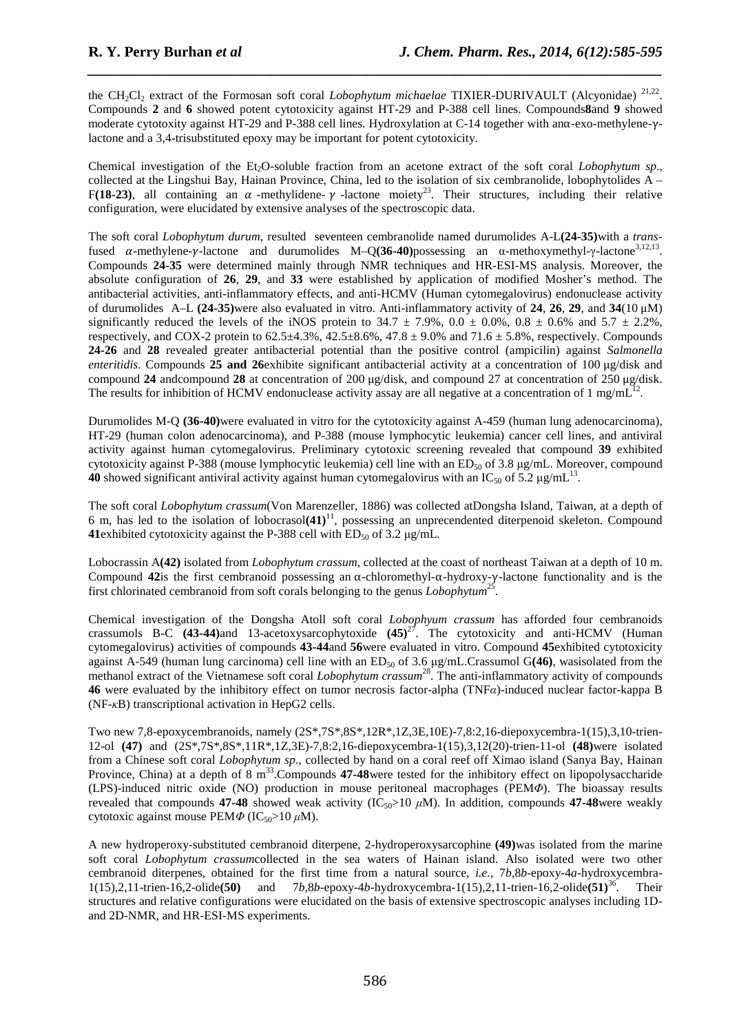the $CH_2Cl_2$ extract of the Formosan soft coral *Lobophytum michaelae* TIXIER-DURIVAULT (Alcyonidae) [21,22]. Compounds **2** and **6** showed potent cytotoxicity against HT-29 and P-388 cell lines. Compounds**8**and **9** showed moderate cytotoxity against HT-29 and P-388 cell lines. Hydroxylation at C-14 together with anα-exo-methylene-γ-lactone and a 3,4-trisubstituted epoxy may be important for potent cytotoxicity.

Chemical investigation of the $Et_2O$-soluble fraction from an acetone extract of the soft coral *Lobophytum sp*., collected at the Lingshui Bay, Hainan Province, China, led to the isolation of six cembranolide, lobophytolides A – F**(18-23)**, all containing an $\alpha$ -methylidene- $\gamma$ -lactone moiety[23]. Their structures, including their relative configuration, were elucidated by extensive analyses of the spectroscopic data.

The soft coral *Lobophytum durum*, resulted seventeen cembranolide named durumolides A-L**(24-35)**with a *trans*-fused $\alpha$-methylene-$\gamma$-lactone and durumolides M–Q**(36-40)**possessing an α-methoxymethyl-γ-lactone[3,12,13]. Compounds **24-35** were determined mainly through NMR techniques and HR-ESI-MS analysis. Moreover, the absolute configuration of **26**, **29**, and **33** were established by application of modified Mosher's method. The antibacterial activities, anti-inflammatory effects, and anti-HCMV (Human cytomegalovirus) endonuclease activity of durumolides A–L **(24-35)**were also evaluated in vitro. Anti-inflammatory activity of **24**, **26**, **29**, and **34**(10 μM) significantly reduced the levels of the iNOS protein to 34.7 ± 7.9%, 0.0 ± 0.0%, 0.8 ± 0.6% and 5.7 ± 2.2%, respectively, and COX-2 protein to 62.5±4.3%, 42.5±8.6%, 47.8 ± 9.0% and 71.6 ± 5.8%, respectively. Compounds **24-26** and **28** revealed greater antibacterial potential than the positive control (ampicilin) against *Salmonella enteritidis*. Compounds **25 and 26**exhibite significant antibacterial activity at a concentration of 100 μg/disk and compound **24** andcompound **28** at concentration of 200 μg/disk, and compound 27 at concentration of 250 μg/disk. The results for inhibition of HCMV endonuclease activity assay are all negative at a concentration of 1 mg/mL[12].

Durumolides M-Q **(36-40)**were evaluated in vitro for the cytotoxicity against A-459 (human lung adenocarcinoma), HT-29 (human colon adenocarcinoma), and P-388 (mouse lymphocytic leukemia) cancer cell lines, and antiviral activity against human cytomegalovirus. Preliminary cytotoxic screening revealed that compound **39** exhibited cytotoxicity against P-388 (mouse lymphocytic leukemia) cell line with an $ED_{50}$ of 3.8 μg/mL. Moreover, compound **40** showed significant antiviral activity against human cytomegalovirus with an $IC_{50}$ of 5.2 μg/mL[13].

The soft coral *Lobophytum crassum*(Von Marenzeller, 1886) was collected atDongsha Island, Taiwan, at a depth of 6 m, has led to the isolation of lobocrasol**(41)**[11], possessing an unprecendented diterpenoid skeleton. Compound **41**exhibited cytotoxicity against the P-388 cell with $ED_{50}$ of 3.2 μg/mL.

Lobocrassin A**(42)** isolated from *Lobophytum crassum*, collected at the coast of northeast Taiwan at a depth of 10 m. Compound **42**is the first cembranoid possessing an α-chloromethyl-α-hydroxy-γ-lactone functionality and is the first chlorinated cembranoid from soft corals belonging to the genus *Lobophytum*[25].

Chemical investigation of the Dongsha Atoll soft coral *Lobophyum crassum* has afforded four cembranoids crassumols B-C **(43-44)**and 13-acetoxysarcophytoxide **(45)**[27]. The cytotoxicity and anti-HCMV (Human cytomegalovirus) activities of compounds **43-44**and **56**were evaluated in vitro. Compound **45**exhibited cytotoxicity against A-549 (human lung carcinoma) cell line with an $ED_{50}$ of 3.6 μg/mL.Crassumol G**(46)**, wasisolated from the methanol extract of the Vietnamese soft coral *Lobophytum crassum*[28]. The anti-inflammatory activity of compounds **46** were evaluated by the inhibitory effect on tumor necrosis factor-alpha (TNF$\alpha$)-induced nuclear factor-kappa B (NF-$\kappa$B) transcriptional activation in HepG2 cells.

Two new 7,8-epoxycembranoids, namely (2S\*,7S\*,8S\*,12R\*,1Z,3E,10E)-7,8:2,16-diepoxycembra-1(15),3,10-trien-12-ol **(47)** and (2S\*,7S\*,8S\*,11R\*,1Z,3E)-7,8:2,16-diepoxycembra-1(15),3,12(20)-trien-11-ol **(48)**were isolated from a Chinese soft coral *Lobophytum sp*., collected by hand on a coral reef off Ximao island (Sanya Bay, Hainan Province, China) at a depth of 8 m[33].Compounds **47-48**were tested for the inhibitory effect on lipopolysaccharide (LPS)-induced nitric oxide (NO) production in mouse peritoneal macrophages (PEM$\Phi$). The bioassay results revealed that compounds **47-48** showed weak activity ($IC_{50}$>10 $\mu$M). In addition, compounds **47-48**were weakly cytotoxic against mouse PEM$\Phi$ ($IC_{50}$>10 $\mu$M).

A new hydroperoxy-substituted cembranoid diterpene, 2-hydroperoxysarcophine **(49)**was isolated from the marine soft coral *Lobophytum crassum*collected in the sea waters of Hainan island. Also isolated were two other cembranoid diterpenes, obtained for the first time from a natural source, *i.e.*, 7*b*,8*b*-epoxy-4*a*-hydroxycembra-1(15),2,11-trien-16,2-olide**(50)** and 7*b*,8*b*-epoxy-4*b*-hydroxycembra-1(15),2,11-trien-16,2-olide**(51)**[36]. Their structures and relative configurations were elucidated on the basis of extensive spectroscopic analyses including 1D- and 2D-NMR, and HR-ESI-MS experiments.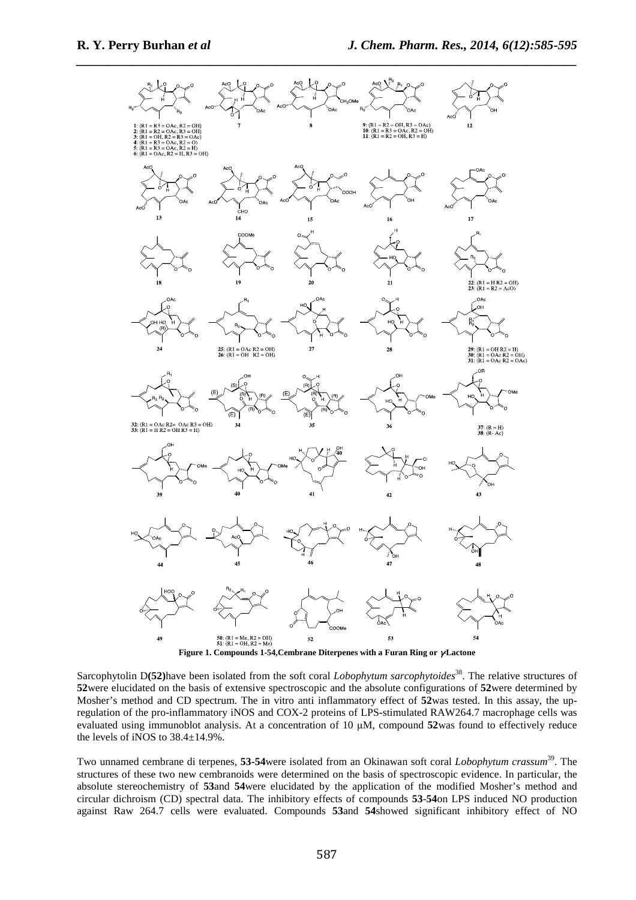**Figure 1. Compounds 1-54,Cembrane Diterpenes with a Furan Ring or γ-Lactone**

Sarcophytolin D**(52)**have been isolated from the soft coral *Lobophytum sarcophytoides*[38]. The relative structures of **52**were elucidated on the basis of extensive spectroscopic and the absolute configurations of **52**were determined by Mosher's method and CD spectrum. The in vitro anti inflammatory effect of **52**was tested. In this assay, the up-regulation of the pro-inflammatory iNOS and COX-2 proteins of LPS-stimulated RAW264.7 macrophage cells was evaluated using immunoblot analysis. At a concentration of 10 μM, compound **52**was found to effectively reduce the levels of iNOS to 38.4±14.9%.

Two unnamed cembrane di terpenes, **53-54**were isolated from an Okinawan soft coral *Lobophytum crassum*[39]. The structures of these two new cembranoids were determined on the basis of spectroscopic evidence. In particular, the absolute stereochemistry of **53**and **54**were elucidated by the application of the modified Mosher's method and circular dichroism (CD) spectral data. The inhibitory effects of compounds **53**-**54**on LPS induced NO production against Raw 264.7 cells were evaluated. Compounds **53**and **54**showed significant inhibitory effect of NO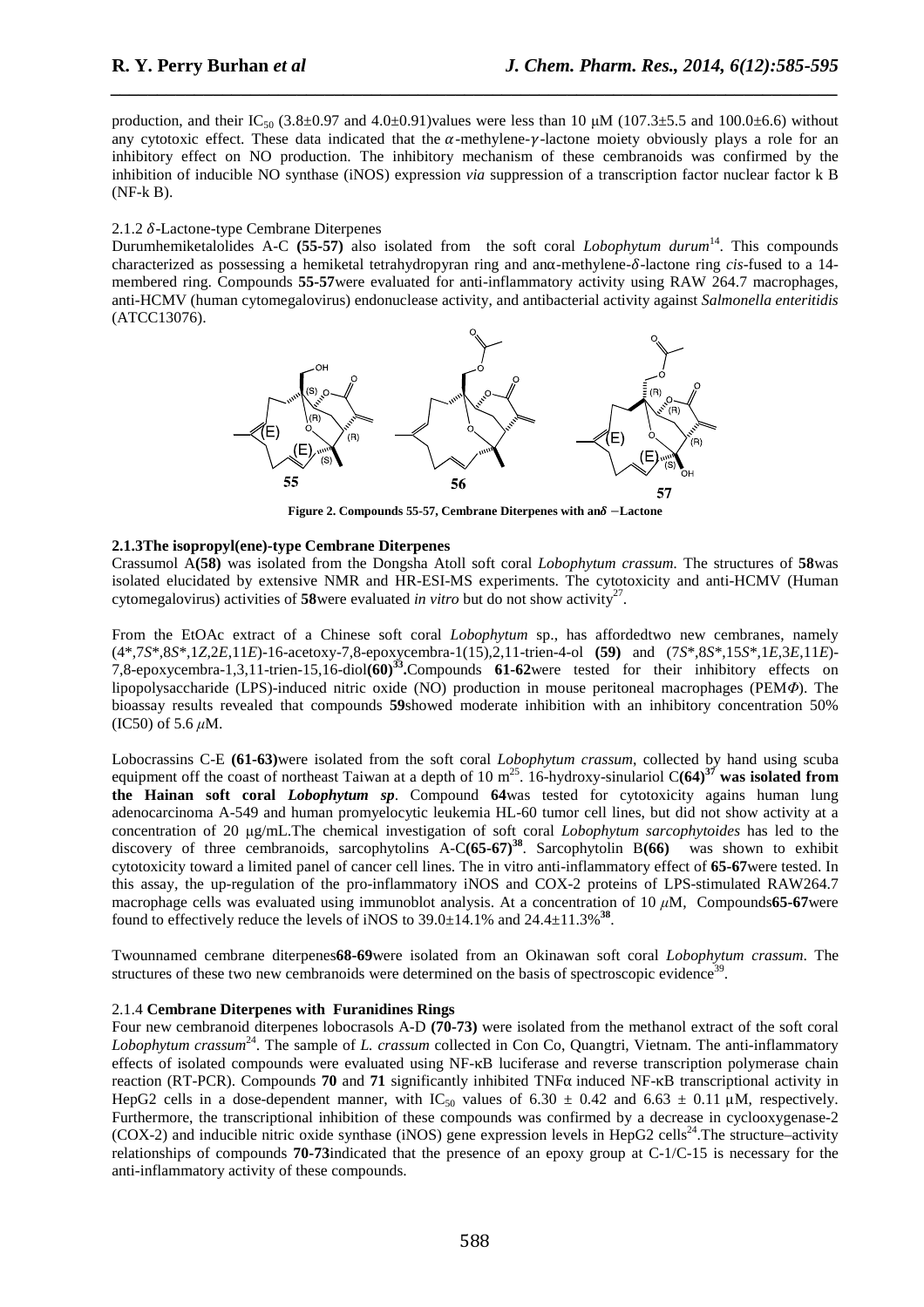production, and their $IC_{50}$ (3.8±0.97 and 4.0±0.91)values were less than 10 μM (107.3±5.5 and 100.0±6.6) without any cytotoxic effect. These data indicated that the $\alpha$-methylene-$\gamma$-lactone moiety obviously plays a role for an inhibitory effect on NO production. The inhibitory mechanism of these cembranoids was confirmed by the inhibition of inducible NO synthase (iNOS) expression *via* suppression of a transcription factor nuclear factor k B (NF-k B).

2.1.2 $\delta$-Lactone-type Cembrane Diterpenes

Durumhemiketalolides A-C **(55-57)** also isolated from the soft coral *Lobophytum durum*[14]. This compounds characterized as possessing a hemiketal tetrahydropyran ring and anα-methylene-$\delta$-lactone ring *cis*-fused to a 14-membered ring. Compounds **55-57**were evaluated for anti-inflammatory activity using RAW 264.7 macrophages, anti-HCMV (human cytomegalovirus) endonuclease activity, and antibacterial activity against *Salmonella enteritidis* (ATCC13076).

**Figure 2. Compounds 55-57, Cembrane Diterpenes with an$\delta$ −Lactone**

**2.1.3The isopropyl(ene)-type Cembrane Diterpenes**

Crassumol A**(58)** was isolated from the Dongsha Atoll soft coral *Lobophytum crassum*. The structures of **58**was isolated elucidated by extensive NMR and HR-ESI-MS experiments. The cytotoxicity and anti-HCMV (Human cytomegalovirus) activities of **58**were evaluated *in vitro* but do not show activity[27].

From the EtOAc extract of a Chinese soft coral *Lobophytum* sp., has affordedtwo new cembranes, namely (4\*,7*S*\*,8*S*\*,1*Z*,2*E*,11*E*)-16-acetoxy-7,8-epoxycembra-1(15),2,11-trien-4-ol **(59)** and (7*S*\*,8*S*\*,15*S*\*,1*E*,3*E*,11*E*)-7,8-epoxycembra-1,3,11-trien-15,16-diol**(60)**[33]**.**Compounds **61-62**were tested for their inhibitory effects on lipopolysaccharide (LPS)-induced nitric oxide (NO) production in mouse peritoneal macrophages (PEM$\Phi$). The bioassay results revealed that compounds **59**showed moderate inhibition with an inhibitory concentration 50% (IC50) of 5.6 $\mu$M.

Lobocrassins C-E **(61-63)**were isolated from the soft coral *Lobophytum crassum*, collected by hand using scuba equipment off the coast of northeast Taiwan at a depth of 10 m[25]. 16-hydroxy-sinulariol C**(64)**[37] **was isolated from the Hainan soft coral *Lobophytum sp*.** Compound **64**was tested for cytotoxicity agains human lung adenocarcinoma A-549 and human promyelocytic leukemia HL-60 tumor cell lines, but did not show activity at a concentration of 20 μg/mL.The chemical investigation of soft coral *Lobophytum sarcophytoides* has led to the discovery of three cembranoids, sarcophytolins A-C**(65-67)**[38]. Sarcophytolin B**(66)** was shown to exhibit cytotoxicity toward a limited panel of cancer cell lines. The in vitro anti-inflammatory effect of **65-67**were tested. In this assay, the up-regulation of the pro-inflammatory iNOS and COX-2 proteins of LPS-stimulated RAW264.7 macrophage cells was evaluated using immunoblot analysis. At a concentration of 10 $\mu$M, Compounds**65-67**were found to effectively reduce the levels of iNOS to 39.0±14.1% and 24.4±11.3%[38].

Twounnamed cembrane diterpenes**68-69**were isolated from an Okinawan soft coral *Lobophytum crassum*. The structures of these two new cembranoids were determined on the basis of spectroscopic evidence[39].

2.1.4 **Cembrane Diterpenes with Furanidines Rings**

Four new cembranoid diterpenes lobocrasols A-D **(70-73)** were isolated from the methanol extract of the soft coral *Lobophytum crassum*[24]. The sample of *L. crassum* collected in Con Co, Quangtri, Vietnam. The anti-inflammatory effects of isolated compounds were evaluated using NF-κB luciferase and reverse transcription polymerase chain reaction (RT-PCR). Compounds **70** and **71** significantly inhibited TNFα induced NF-κB transcriptional activity in HepG2 cells in a dose-dependent manner, with $IC_{50}$ values of 6.30 ± 0.42 and 6.63 ± 0.11 μM, respectively. Furthermore, the transcriptional inhibition of these compounds was confirmed by a decrease in cyclooxygenase-2 (COX-2) and inducible nitric oxide synthase (iNOS) gene expression levels in HepG2 cells[24].The structure–activity relationships of compounds **70-73**indicated that the presence of an epoxy group at C-1/C-15 is necessary for the anti-inflammatory activity of these compounds.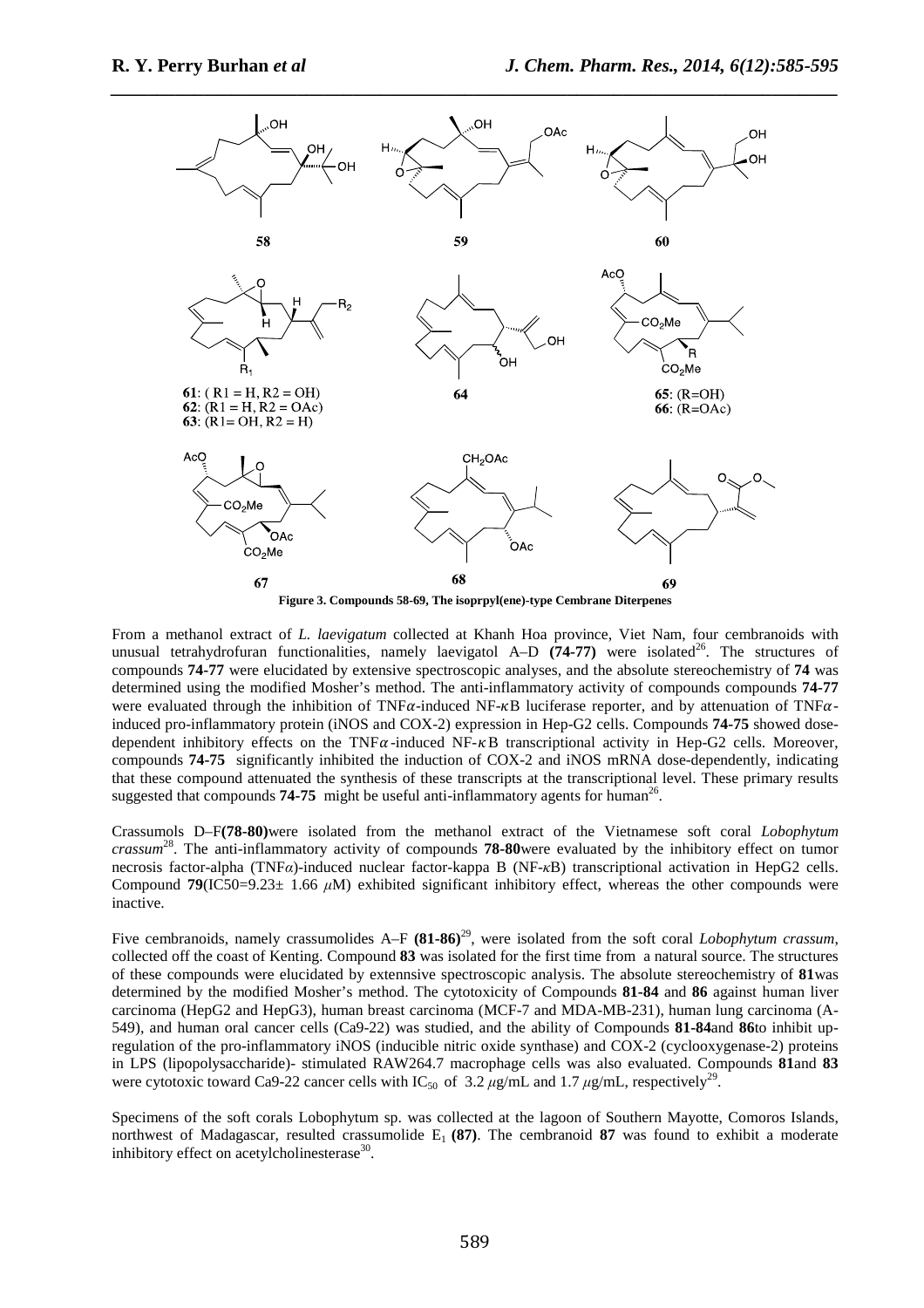58 59 60

61: ( R1 = H, R2 = OH)
62: (R1 = H, R2 = OAc)
63: (R1= OH, R2 = H)

64

65: (R=OH)
66: (R=OAc)

67 68 69

**Figure 3. Compounds 58-69, The isoprpyl(ene)-type Cembrane Diterpenes**

From a methanol extract of *L. laevigatum* collected at Khanh Hoa province, Viet Nam, four cembranoids with unusual tetrahydrofuran functionalities, namely laevigatol A–D **(74-77)** were isolated[26]. The structures of compounds **74-77** were elucidated by extensive spectroscopic analyses, and the absolute stereochemistry of **74** was determined using the modified Mosher's method. The anti-inflammatory activity of compounds compounds **74-77** were evaluated through the inhibition of TNF$\alpha$-induced NF-$\kappa$B luciferase reporter, and by attenuation of TNF$\alpha$-induced pro-inflammatory protein (iNOS and COX-2) expression in Hep-G2 cells. Compounds **74-75** showed dose-dependent inhibitory effects on the TNF$\alpha$-induced NF-$\kappa$B transcriptional activity in Hep-G2 cells. Moreover, compounds **74-75** significantly inhibited the induction of COX-2 and iNOS mRNA dose-dependently, indicating that these compound attenuated the synthesis of these transcripts at the transcriptional level. These primary results suggested that compounds **74-75** might be useful anti-inflammatory agents for human[26].

Crassumols D–F**(78-80)**were isolated from the methanol extract of the Vietnamese soft coral *Lobophytum crassum*[28]. The anti-inflammatory activity of compounds **78-80**were evaluated by the inhibitory effect on tumor necrosis factor-alpha (TNF$\alpha$)-induced nuclear factor-kappa B (NF-$\kappa$B) transcriptional activation in HepG2 cells. Compound **79**(IC50=9.23± 1.66 $\mu$M) exhibited significant inhibitory effect, whereas the other compounds were inactive.

Five cembranoids, namely crassumolides A–F **(81-86)**[29], were isolated from the soft coral *Lobophytum crassum*, collected off the coast of Kenting. Compound **83** was isolated for the first time from a natural source. The structures of these compounds were elucidated by extennsive spectroscopic analysis. The absolute stereochemistry of **81**was determined by the modified Mosher's method. The cytotoxicity of Compounds **81-84** and **86** against human liver carcinoma (HepG2 and HepG3), human breast carcinoma (MCF-7 and MDA-MB-231), human lung carcinoma (A-549), and human oral cancer cells (Ca9-22) was studied, and the ability of Compounds **81-84**and **86**to inhibit up-regulation of the pro-inflammatory iNOS (inducible nitric oxide synthase) and COX-2 (cyclooxygenase-2) proteins in LPS (lipopolysaccharide)- stimulated RAW264.7 macrophage cells was also evaluated. Compounds **81**and **83** were cytotoxic toward Ca9-22 cancer cells with $IC_{50}$ of 3.2 $\mu$g/mL and 1.7 $\mu$g/mL, respectively[29].

Specimens of the soft corals Lobophytum sp. was collected at the lagoon of Southern Mayotte, Comoros Islands, northwest of Madagascar, resulted crassumolide $E_1$ **(87)**. The cembranoid **87** was found to exhibit a moderate inhibitory effect on acetylcholinesterase[30].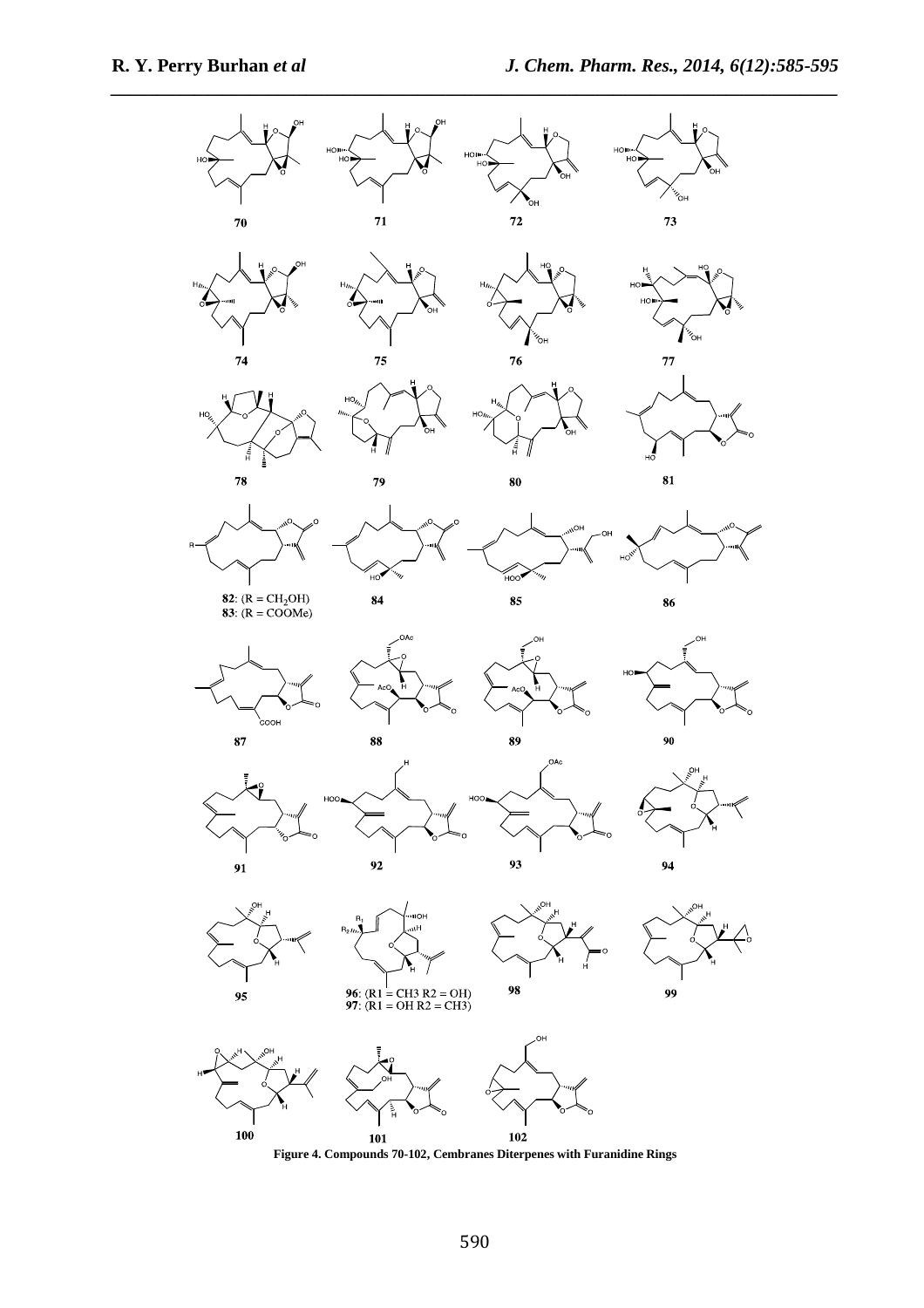**82**: (R = $CH_2OH$)
**83**: (R = COOMe)

**96**: (R1 = CH3 R2 = OH)
**97**: (R1 = OH R2 = CH3)

**Figure 4. Compounds 70-102, Cembranes Diterpenes with Furanidine Rings**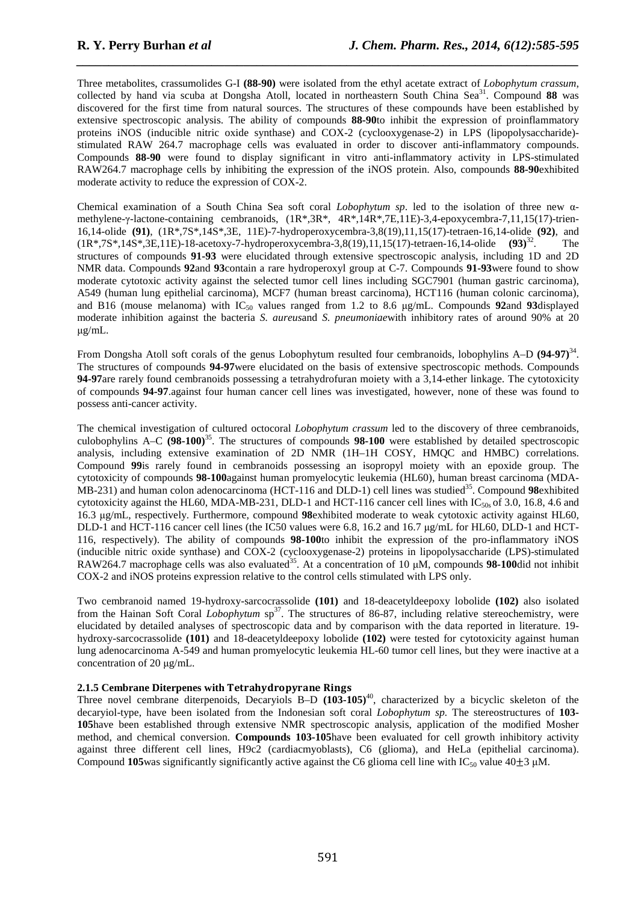Three metabolites, crassumolides G-I **(88-90)** were isolated from the ethyl acetate extract of *Lobophytum crassum*, collected by hand via scuba at Dongsha Atoll, located in northeastern South China Sea[31]. Compound **88** was discovered for the first time from natural sources. The structures of these compounds have been established by extensive spectroscopic analysis. The ability of compounds **88-90**to inhibit the expression of proinflammatory proteins iNOS (inducible nitric oxide synthase) and COX-2 (cyclooxygenase-2) in LPS (lipopolysaccharide)-stimulated RAW 264.7 macrophage cells was evaluated in order to discover anti-inflammatory compounds. Compounds **88-90** were found to display significant in vitro anti-inflammatory activity in LPS-stimulated RAW264.7 macrophage cells by inhibiting the expression of the iNOS protein. Also, compounds **88-90**exhibited moderate activity to reduce the expression of COX-2.

Chemical examination of a South China Sea soft coral *Lobophytum sp*. led to the isolation of three new α-methylene-γ-lactone-containing cembranoids, (1R*,3R*, 4R*,14R*,7E,11E)-3,4-epoxycembra-7,11,15(17)-trien-16,14-olide **(91)**, (1R*,7S*,14S*,3E, 11E)-7-hydroperoxycembra-3,8(19),11,15(17)-tetraen-16,14-olide **(92)**, and (1R*,7S*,14S*,3E,11E)-18-acetoxy-7-hydroperoxycembra-3,8(19),11,15(17)-tetraen-16,14-olide **(93)**[32]. The structures of compounds **91-93** were elucidated through extensive spectroscopic analysis, including 1D and 2D NMR data. Compounds **92**and **93**contain a rare hydroperoxyl group at C-7. Compounds **91-93**were found to show moderate cytotoxic activity against the selected tumor cell lines including SGC7901 (human gastric carcinoma), A549 (human lung epithelial carcinoma), MCF7 (human breast carcinoma), HCT116 (human colonic carcinoma), and B16 (mouse melanoma) with $IC_{50}$ values ranged from 1.2 to 8.6 μg/mL. Compounds **92**and **93**displayed moderate inhibition against the bacteria *S. aureus*and *S. pneumoniae*with inhibitory rates of around 90% at 20 μg/mL.

From Dongsha Atoll soft corals of the genus Lobophytum resulted four cembranoids, lobophylins A–D **(94-97)**[34]. The structures of compounds **94-97**were elucidated on the basis of extensive spectroscopic methods. Compounds **94-97**are rarely found cembranoids possessing a tetrahydrofuran moiety with a 3,14-ether linkage. The cytotoxicity of compounds **94-97**.against four human cancer cell lines was investigated, however, none of these was found to possess anti-cancer activity.

The chemical investigation of cultured octocoral *Lobophytum crassum* led to the discovery of three cembranoids, culobophylins A–C **(98-100)**[35]. The structures of compounds **98-100** were established by detailed spectroscopic analysis, including extensive examination of 2D NMR (1H–1H COSY, HMQC and HMBC) correlations. Compound **99**is rarely found in cembranoids possessing an isopropyl moiety with an epoxide group. The cytotoxicity of compounds **98-100**against human promyelocytic leukemia (HL60), human breast carcinoma (MDA-MB-231) and human colon adenocarcinoma (HCT-116 and DLD-1) cell lines was studied[35]. Compound **98**exhibited cytotoxicity against the HL60, MDA-MB-231, DLD-1 and HCT-116 cancer cell lines with $IC_{50s}$ of 3.0, 16.8, 4.6 and 16.3 μg/mL, respectively. Furthermore, compound **98**exhibited moderate to weak cytotoxic activity against HL60, DLD-1 and HCT-116 cancer cell lines (the IC50 values were 6.8, 16.2 and 16.7 μg/mL for HL60, DLD-1 and HCT-116, respectively). The ability of compounds **98-100**to inhibit the expression of the pro-inflammatory iNOS (inducible nitric oxide synthase) and COX-2 (cyclooxygenase-2) proteins in lipopolysaccharide (LPS)-stimulated RAW264.7 macrophage cells was also evaluated[35]. At a concentration of 10 μM, compounds **98-100**did not inhibit COX-2 and iNOS proteins expression relative to the control cells stimulated with LPS only.

Two cembranoid named 19-hydroxy-sarcocrassolide **(101)** and 18-deacetyldeepoxy lobolide **(102)** also isolated from the Hainan Soft Coral *Lobophytum* sp[37]. The structures of 86-87, including relative stereochemistry, were elucidated by detailed analyses of spectroscopic data and by comparison with the data reported in literature. 19-hydroxy-sarcocrassolide **(101)** and 18-deacetyldeepoxy lobolide **(102)** were tested for cytotoxicity against human lung adenocarcinoma A-549 and human promyelocytic leukemia HL-60 tumor cell lines, but they were inactive at a concentration of 20 μg/mL.

#### 2.1.5 Cembrane Diterpenes with Tetrahydropyrane Rings

Three novel cembrane diterpenoids, Decaryiols B–D **(103-105)**[40], characterized by a bicyclic skeleton of the decaryiol-type, have been isolated from the Indonesian soft coral *Lobophytum sp.* The stereostructures of **103-105**have been established through extensive NMR spectroscopic analysis, application of the modified Mosher method, and chemical conversion. **Compounds 103-105**have been evaluated for cell growth inhibitory activity against three different cell lines, H9c2 (cardiacmyoblasts), C6 (glioma), and HeLa (epithelial carcinoma). Compound **105**was significantly significantly active against the C6 glioma cell line with $IC_{50}$ value 40±3 μM.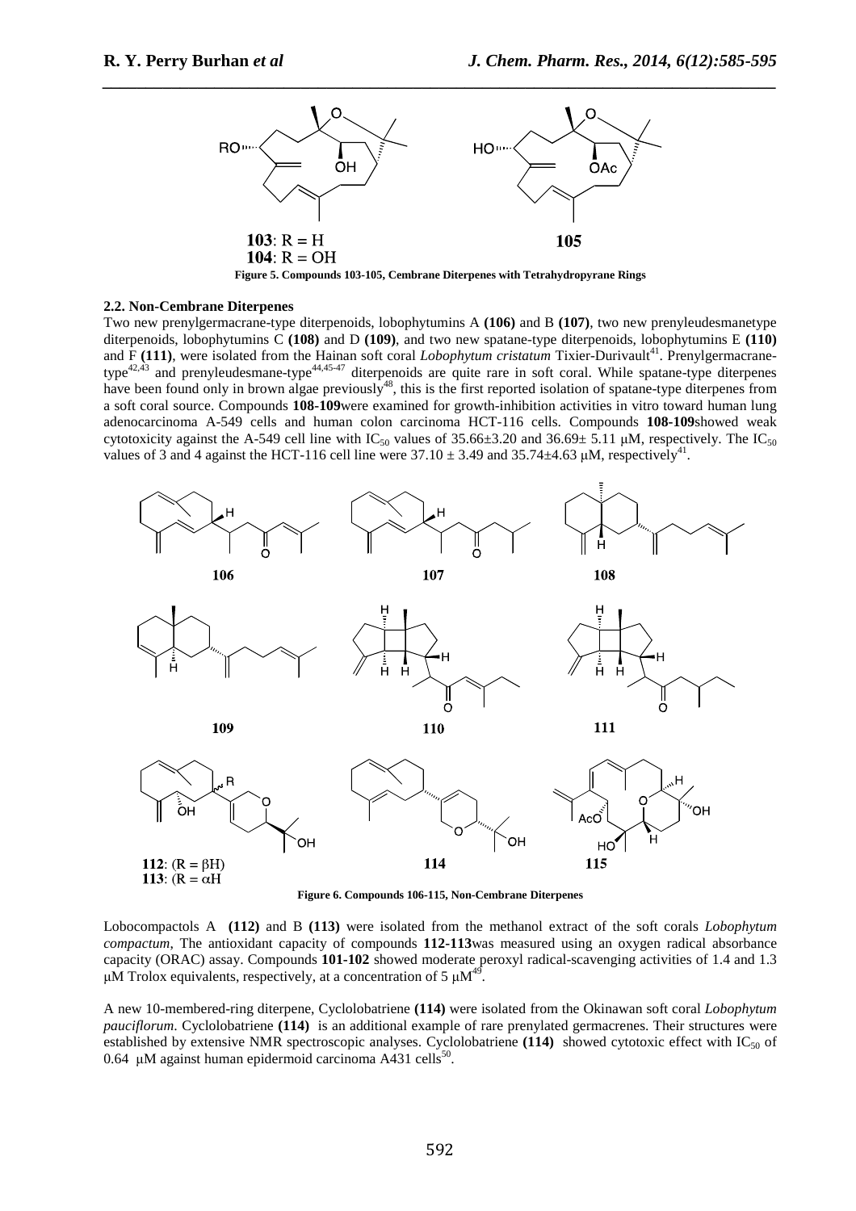Figure 5. Compounds 103-105, Cembrane Diterpenes with Tetrahydropyrane Rings

### 2.2. Non-Cembrane Diterpenes

Two new prenylgermacrane-type diterpenoids, lobophytumins A **(106)** and B **(107)**, two new prenyleudesmanetype diterpenoids, lobophytumins C **(108)** and D **(109)**, and two new spatane-type diterpenoids, lobophytumins E **(110)** and F **(111)**, were isolated from the Hainan soft coral *Lobophytum cristatum* Tixier-Durivault[41]. Prenylgermacrane-type[42,43] and prenyleudesmane-type[44,45-47] diterpenoids are quite rare in soft coral. While spatane-type diterpenes have been found only in brown algae previously[48], this is the first reported isolation of spatane-type diterpenes from a soft coral source. Compounds **108-109**were examined for growth-inhibition activities in vitro toward human lung adenocarcinoma A-549 cells and human colon carcinoma HCT-116 cells. Compounds **108-109**showed weak cytotoxicity against the A-549 cell line with $IC_{50}$ values of 35.66±3.20 and 36.69± 5.11 μM, respectively. The $IC_{50}$ values of 3 and 4 against the HCT-116 cell line were 37.10 ± 3.49 and 35.74±4.63 μM, respectively[41].

Figure 6. Compounds 106-115, Non-Cembrane Diterpenes

Lobocompactols A **(112)** and B **(113)** were isolated from the methanol extract of the soft corals *Lobophytum compactum*, The antioxidant capacity of compounds **112-113**was measured using an oxygen radical absorbance capacity (ORAC) assay. Compounds **101-102** showed moderate peroxyl radical-scavenging activities of 1.4 and 1.3 μM Trolox equivalents, respectively, at a concentration of 5 μM[49].

A new 10-membered-ring diterpene, Cyclolobatriene **(114)** were isolated from the Okinawan soft coral *Lobophytum pauciflorum*. Cyclolobatriene **(114)** is an additional example of rare prenylated germacrenes. Their structures were established by extensive NMR spectroscopic analyses. Cyclolobatriene **(114)** showed cytotoxic effect with $IC_{50}$ of 0.64 μM against human epidermoid carcinoma A431 cells[50].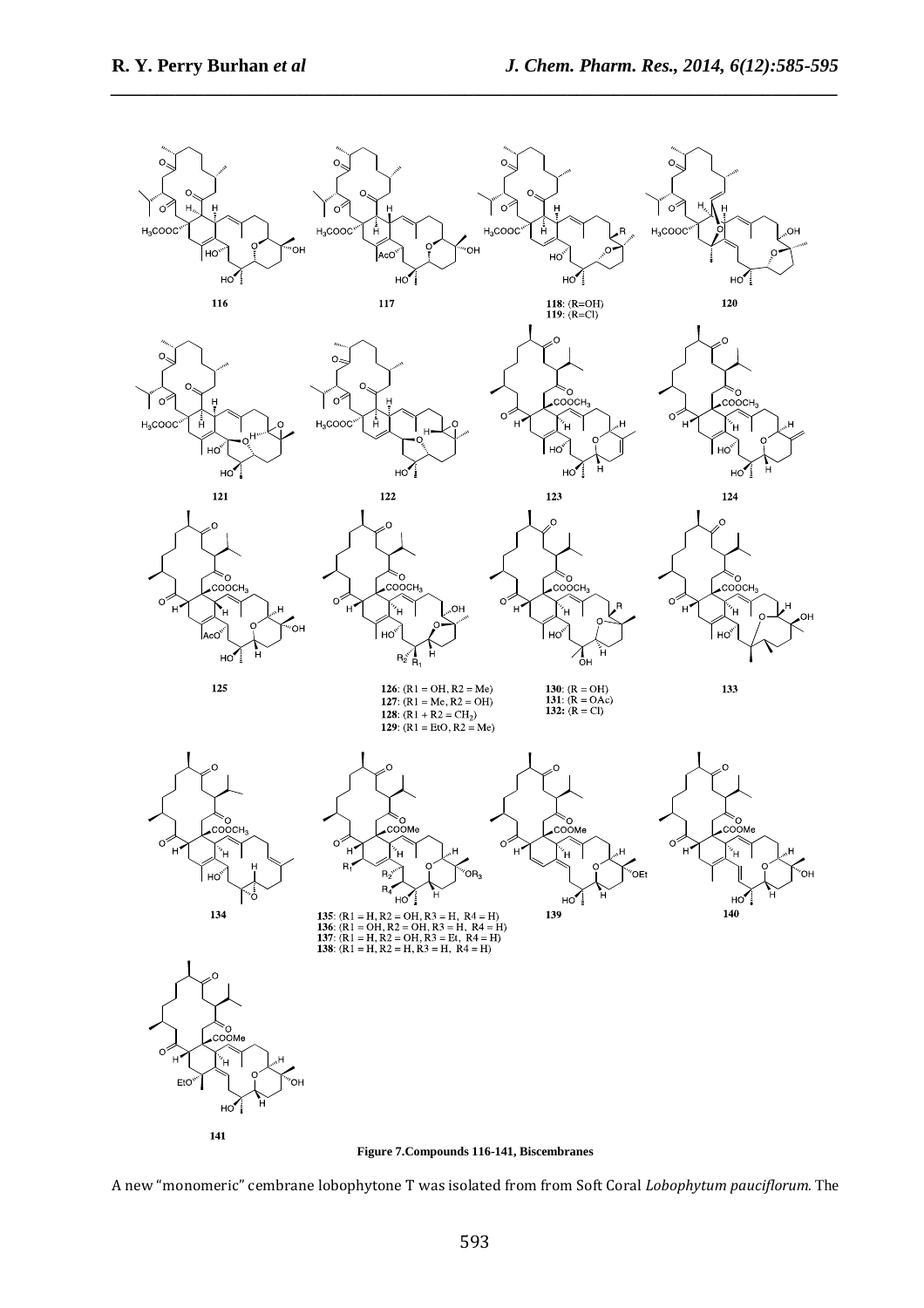**116**

**117**

**118**: (R=OH)
**119**: (R=Cl)

**120**

**121**

**122**

**123**

**124**

**125**

**126**: (R1 = OH, R2 = Me)
**127**: (R1 = Me, R2 = OH)
**128**: (R1 + R2 = $CH_2$)
**129**: (R1 = EtO, R2 = Me)

**130**: (R = OH)
**131**: (R = OAc)
**132**: (R = Cl)

**133**

**134**

**135**: (R1 = H, R2 = OH, R3 = H, R4 = H)
**136**: (R1 = OH, R2 = OH, R3 = H, R4 = H)
**137**: (R1 = H, R2 = OH, R3 = Et, R4 = H)
**138**: (R1 = H, R2 = H, R3 = H, R4 = H)

**139**

**140**

**141**

**Figure 7.Compounds 116-141, Biscembranes**

A new "monomeric" cembrane lobophytone T was isolated from from Soft Coral *Lobophytum pauciflorum*. The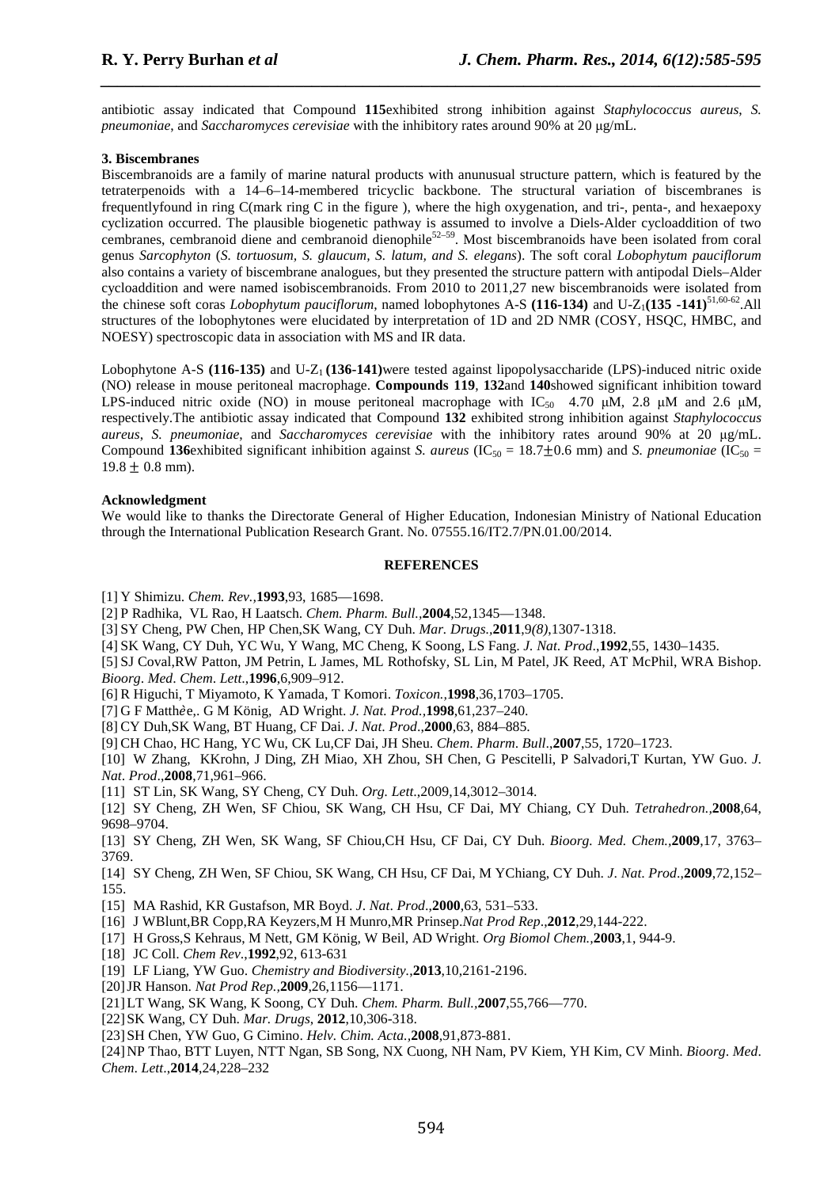antibiotic assay indicated that Compound **115**exhibited strong inhibition against *Staphylococcus aureus*, *S. pneumoniae*, and *Saccharomyces cerevisiae* with the inhibitory rates around 90% at 20 μg/mL.

**3. Biscembranes**

Biscembranoids are a family of marine natural products with anunusual structure pattern, which is featured by the tetraterpenoids with a 14–6–14-membered tricyclic backbone. The structural variation of biscembranes is frequentlyfound in ring C(mark ring C in the figure ), where the high oxygenation, and tri-, penta-, and hexaepoxy cyclization occurred. The plausible biogenetic pathway is assumed to involve a Diels-Alder cycloaddition of two cembranes, cembranoid diene and cembranoid dienophile[52–59]. Most biscembranoids have been isolated from coral genus *Sarcophyton* (*S. tortuosum, S. glaucum, S. latum, and S. elegans*). The soft coral *Lobophytum pauciflorum* also contains a variety of biscembrane analogues, but they presented the structure pattern with antipodal Diels–Alder cycloaddition and were named isobiscembranoids. From 2010 to 2011,27 new biscembranoids were isolated from the chinese soft coras *Lobophytum pauciflorum*, named lobophytones A-S **(116-134)** and U-$Z_1$**(135 -141)**[51,60-62].All structures of the lobophytones were elucidated by interpretation of 1D and 2D NMR (COSY, HSQC, HMBC, and NOESY) spectroscopic data in association with MS and IR data.

Lobophytone A-S **(116-135)** and U-$Z_1$ **(136-141)**were tested against lipopolysaccharide (LPS)-induced nitric oxide (NO) release in mouse peritoneal macrophage. **Compounds 119**, **132**and **140**showed significant inhibition toward LPS-induced nitric oxide (NO) in mouse peritoneal macrophage with $IC_{50}$ 4.70 μM, 2.8 μM and 2.6 μM, respectively.The antibiotic assay indicated that Compound **132** exhibited strong inhibition against *Staphylococcus aureus*, *S. pneumoniae*, and *Saccharomyces cerevisiae* with the inhibitory rates around 90% at 20 μg/mL. Compound **136**exhibited significant inhibition against *S. aureus* ($IC_{50}$ = 18.7±0.6 mm) and *S. pneumoniae* ($IC_{50}$ = 19.8 ± 0.8 mm).

**Acknowledgment**

We would like to thanks the Directorate General of Higher Education, Indonesian Ministry of National Education through the International Publication Research Grant. No. 07555.16/IT2.7/PN.01.00/2014.

**REFERENCES**

[1] Y Shimizu. *Chem. Rev.*,**1993**,93, 1685—1698.

[2] P Radhika, VL Rao, H Laatsch. *Chem. Pharm. Bull.*,**2004**,52,1345—1348.

[3] SY Cheng, PW Chen, HP Chen,SK Wang, CY Duh. *Mar. Drugs.*,**2011**,9*(8)*,1307-1318.

[4] SK Wang, CY Duh, YC Wu, Y Wang, MC Cheng, K Soong, LS Fang. *J. Nat. Prod*.,**1992**,55, 1430–1435.

[5] SJ Coval,RW Patton, JM Petrin, L James, ML Rothofsky, SL Lin, M Patel, JK Reed, AT McPhil, WRA Bishop. *Bioorg. Med. Chem. Lett.*,**1996**,6,909–912.

[6] R Higuchi, T Miyamoto, K Yamada, T Komori. *Toxicon.*,**1998**,36,1703–1705.

[7] G F Matthèe,. G M König, AD Wright. *J. Nat. Prod.*,**1998**,61,237–240.

[8] CY Duh,SK Wang, BT Huang, CF Dai. *J. Nat. Prod*.,**2000**,63, 884–885.

[9] CH Chao, HC Hang, YC Wu, CK Lu,CF Dai, JH Sheu. *Chem. Pharm. Bull*.,**2007**,55, 1720–1723.

[10] W Zhang, KKrohn, J Ding, ZH Miao, XH Zhou, SH Chen, G Pescitelli, P Salvadori,T Kurtan, YW Guo. *J. Nat. Prod*.,**2008**,71,961–966.

[11] ST Lin, SK Wang, SY Cheng, CY Duh. *Org. Lett*.,2009,14,3012–3014.

[12] SY Cheng, ZH Wen, SF Chiou, SK Wang, CH Hsu, CF Dai, MY Chiang, CY Duh. *Tetrahedron.*,**2008**,64, 9698–9704.

[13] SY Cheng, ZH Wen, SK Wang, SF Chiou,CH Hsu, CF Dai, CY Duh. *Bioorg. Med. Chem.*,**2009**,17, 3763–3769.

[14] SY Cheng, ZH Wen, SF Chiou, SK Wang, CH Hsu, CF Dai, M YChiang, CY Duh. *J. Nat. Prod*.,**2009**,72,152–155.

[15] MA Rashid, KR Gustafson, MR Boyd. *J. Nat. Prod*.,**2000**,63, 531–533.

[16] J WBlunt,BR Copp,RA Keyzers,M H Munro,MR Prinsep.*Nat Prod Rep*.,**2012**,29,144-222.

[17] H Gross,S Kehraus, M Nett, GM König, W Beil, AD Wright. *Org Biomol Chem.*,**2003**,1, 944-9.

[18] JC Coll. *Chem Rev.*,**1992**,92, 613-631

[19] LF Liang, YW Guo. *Chemistry and Biodiversity.*,**2013**,10,2161-2196.

[20] JR Hanson. *Nat Prod Rep.*,**2009**,26,1156—1171.

[21] LT Wang, SK Wang, K Soong, CY Duh. *Chem. Pharm. Bull.*,**2007**,55,766—770.

[22] SK Wang, CY Duh. *Mar. Drugs*, **2012**,10,306-318.

[23] SH Chen, YW Guo, G Cimino. *Helv. Chim. Acta.*,**2008**,91,873-881.

[24] NP Thao, BTT Luyen, NTT Ngan, SB Song, NX Cuong, NH Nam, PV Kiem, YH Kim, CV Minh. *Bioorg. Med. Chem. Lett*.,**2014**,24,228–232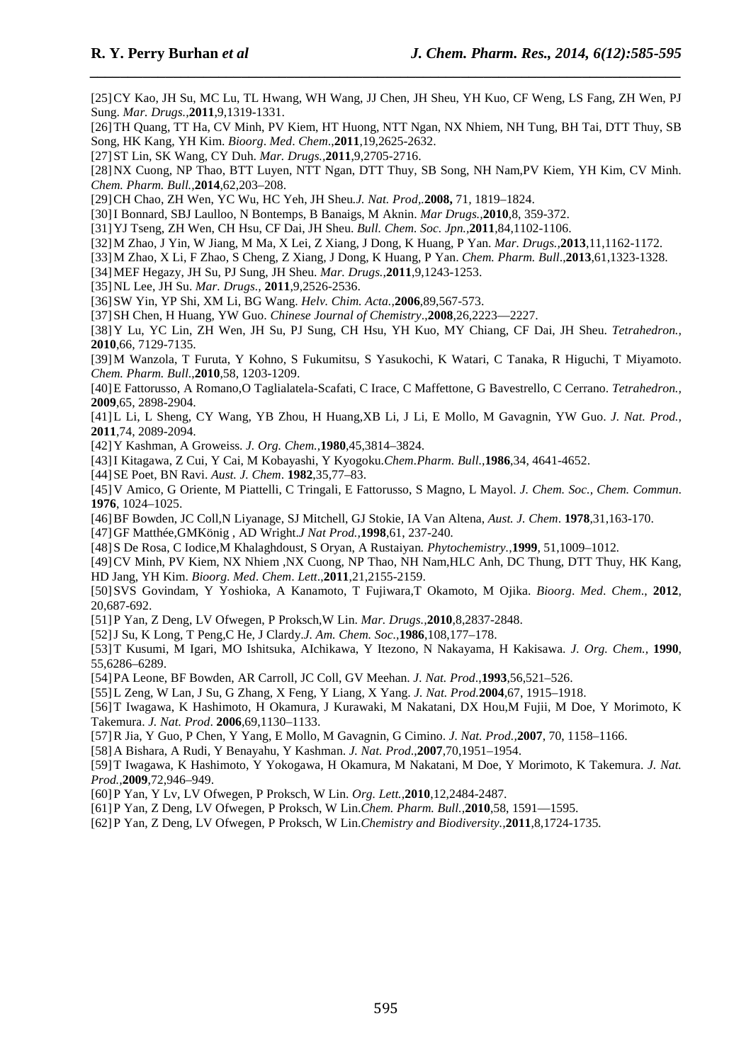[25] CY Kao, JH Su, MC Lu, TL Hwang, WH Wang, JJ Chen, JH Sheu, YH Kuo, CF Weng, LS Fang, ZH Wen, PJ Sung. *Mar. Drugs.*,**2011**,9,1319-1331.

[26] TH Quang, TT Ha, CV Minh, PV Kiem, HT Huong, NTT Ngan, NX Nhiem, NH Tung, BH Tai, DTT Thuy, SB Song, HK Kang, YH Kim. *Bioorg. Med. Chem.*,**2011**,19,2625-2632.

[27] ST Lin, SK Wang, CY Duh. *Mar. Drugs.*,**2011**,9,2705-2716.

[28] NX Cuong, NP Thao, BTT Luyen, NTT Ngan, DTT Thuy, SB Song, NH Nam,PV Kiem, YH Kim, CV Minh. *Chem. Pharm. Bull.*,**2014**,62,203–208.

[29] CH Chao, ZH Wen, YC Wu, HC Yeh, JH Sheu.*J. Nat. Prod*,.**2008,** 71, 1819–1824.

[30] I Bonnard, SBJ Laulloo, N Bontemps, B Banaigs, M Aknin. *Mar Drugs.*,**2010**,8, 359-372.

[31] YJ Tseng, ZH Wen, CH Hsu, CF Dai, JH Sheu. *Bull. Chem. Soc. Jpn.*,**2011**,84,1102-1106.

[32] M Zhao, J Yin, W Jiang, M Ma, X Lei, Z Xiang, J Dong, K Huang, P Yan. *Mar. Drugs.*,**2013**,11,1162-1172.

[33] M Zhao, X Li, F Zhao, S Cheng, Z Xiang, J Dong, K Huang, P Yan. *Chem. Pharm. Bull*.,**2013**,61,1323-1328.

[34] MEF Hegazy, JH Su, PJ Sung, JH Sheu. *Mar. Drugs.*,**2011**,9,1243-1253.

[35] NL Lee, JH Su. *Mar. Drugs.*, **2011**,9,2526-2536.

[36] SW Yin, YP Shi, XM Li, BG Wang. *Helv. Chim. Acta.*,**2006**,89,567-573.

[37] SH Chen, H Huang, YW Guo. *Chinese Journal of Chemistry*.,**2008**,26,2223—2227.

[38] Y Lu, YC Lin, ZH Wen, JH Su, PJ Sung, CH Hsu, YH Kuo, MY Chiang, CF Dai, JH Sheu. *Tetrahedron.*, **2010**,66, 7129-7135.

[39] M Wanzola, T Furuta, Y Kohno, S Fukumitsu, S Yasukochi, K Watari, C Tanaka, R Higuchi, T Miyamoto. *Chem. Pharm. Bull*.,**2010**,58, 1203-1209.

[40] E Fattorusso, A Romano,O Taglialatela-Scafati, C Irace, C Maffettone, G Bavestrello, C Cerrano. *Tetrahedron.*, **2009**,65, 2898-2904.

[41] L Li, L Sheng, CY Wang, YB Zhou, H Huang,XB Li, J Li, E Mollo, M Gavagnin, YW Guo. *J. Nat. Prod.*, **2011**,74, 2089-2094.

[42] Y Kashman, A Groweiss. *J. Org. Chem.*,**1980**,45,3814–3824.

[43] I Kitagawa, Z Cui, Y Cai, M Kobayashi, Y Kyogoku.*Chem.Pharm. Bull.*,**1986**,34, 4641-4652.

[44] SE Poet, BN Ravi. *Aust. J. Chem*. **1982**,35,77–83.

[45] V Amico, G Oriente, M Piattelli, C Tringali, E Fattorusso, S Magno, L Mayol. *J. Chem. Soc., Chem. Commun*. **1976**, 1024–1025.

[46] BF Bowden, JC Coll,N Liyanage, SJ Mitchell, GJ Stokie, IA Van Altena, *Aust. J. Chem*. **1978**,31,163-170.

[47] GF Matthée,GMKönig , AD Wright.*J Nat Prod.*,**1998**,61, 237-240.

[48] S De Rosa, C Iodice,M Khalaghdoust, S Oryan, A Rustaiyan. *Phytochemistry.*,**1999**, 51,1009–1012.

[49] CV Minh, PV Kiem, NX Nhiem ,NX Cuong, NP Thao, NH Nam,HLC Anh, DC Thung, DTT Thuy, HK Kang, HD Jang, YH Kim. *Bioorg. Med. Chem. Lett*.,**2011**,21,2155-2159.

[50] SVS Govindam, Y Yoshioka, A Kanamoto, T Fujiwara,T Okamoto, M Ojika. *Bioorg. Med. Chem*., **2012**, 20,687-692.

[51] P Yan, Z Deng, LV Ofwegen, P Proksch,W Lin. *Mar. Drugs.*,**2010**,8,2837-2848.

[52] J Su, K Long, T Peng,C He, J Clardy.*J. Am. Chem. Soc*.,**1986**,108,177–178.

[53] T Kusumi, M Igari, MO Ishitsuka, AIchikawa, Y Itezono, N Nakayama, H Kakisawa. *J. Org. Chem.*, **1990**, 55,6286–6289.

[54] PA Leone, BF Bowden, AR Carroll, JC Coll, GV Meehan. *J. Nat. Prod*.,**1993**,56,521–526.

[55] L Zeng, W Lan, J Su, G Zhang, X Feng, Y Liang, X Yang. *J. Nat. Prod.***2004**,67, 1915–1918.

[56] T Iwagawa, K Hashimoto, H Okamura, J Kurawaki, M Nakatani, DX Hou,M Fujii, M Doe, Y Morimoto, K Takemura. *J. Nat. Prod*. **2006**,69,1130–1133.

[57] R Jia, Y Guo, P Chen, Y Yang, E Mollo, M Gavagnin, G Cimino. *J. Nat. Prod.*,**2007**, 70, 1158–1166.

[58] A Bishara, A Rudi, Y Benayahu, Y Kashman. *J. Nat. Prod*.,**2007**,70,1951–1954.

[59] T Iwagawa, K Hashimoto, Y Yokogawa, H Okamura, M Nakatani, M Doe, Y Morimoto, K Takemura. *J. Nat. Prod.*,**2009**,72,946–949.

[60] P Yan, Y Lv, LV Ofwegen, P Proksch, W Lin. *Org. Lett.*,**2010**,12,2484-2487.

[61] P Yan, Z Deng, LV Ofwegen, P Proksch, W Lin.*Chem. Pharm. Bull.*,**2010**,58, 1591—1595.

[62] P Yan, Z Deng, LV Ofwegen, P Proksch, W Lin.*Chemistry and Biodiversity.*,**2011**,8,1724-1735.